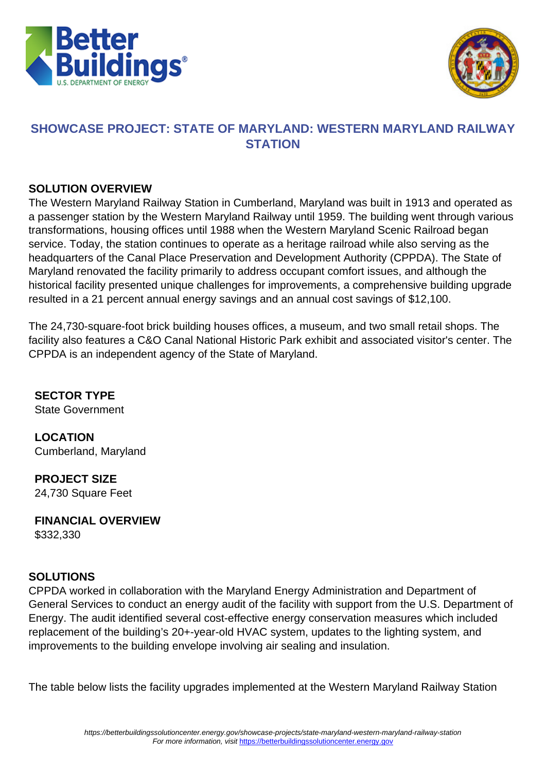# SHOWCASE PROJECT: STATE OF MARYLAND: WESTERN MARYLAND RAILWAY STATION

## SOLUTION OVERVIEW

The Western Maryland Railway Station in Cumberland, Maryland was built in 1913 and operated as a passenger station by the Western Maryland Railway until 1959. The building went through various transformations, housing offices until 1988 when the Western Maryland Scenic Railroad began service. Today, the station continues to operate as a heritage railroad while also serving as the headquarters of the Canal Place Preservation and Development Authority (CPPDA). The State of Maryland renovated the facility primarily to address occupant comfort issues, and although the historical facility presented unique challenges for improvements, a comprehensive building upgrade resulted in a 21 percent annual energy savings and an annual cost savings of $12,100.

The 24,730-square-foot brick building houses offices, a museum, and two small retail shops. The facility also features a C&O Canal National Historic Park exhibit and associated visitor's center. The CPPDA is an independent agency of the State of Maryland.

**SECTOR TYPE**
State Government

**LOCATION**
Cumberland, Maryland

**PROJECT SIZE**
24,730 Square Feet

**FINANCIAL OVERVIEW**
$332,330

## SOLUTIONS

CPPDA worked in collaboration with the Maryland Energy Administration and Department of General Services to conduct an energy audit of the facility with support from the U.S. Department of Energy. The audit identified several cost-effective energy conservation measures which included replacement of the building's 20+-year-old HVAC system, updates to the lighting system, and improvements to the building envelope involving air sealing and insulation.

The table below lists the facility upgrades implemented at the Western Maryland Railway Station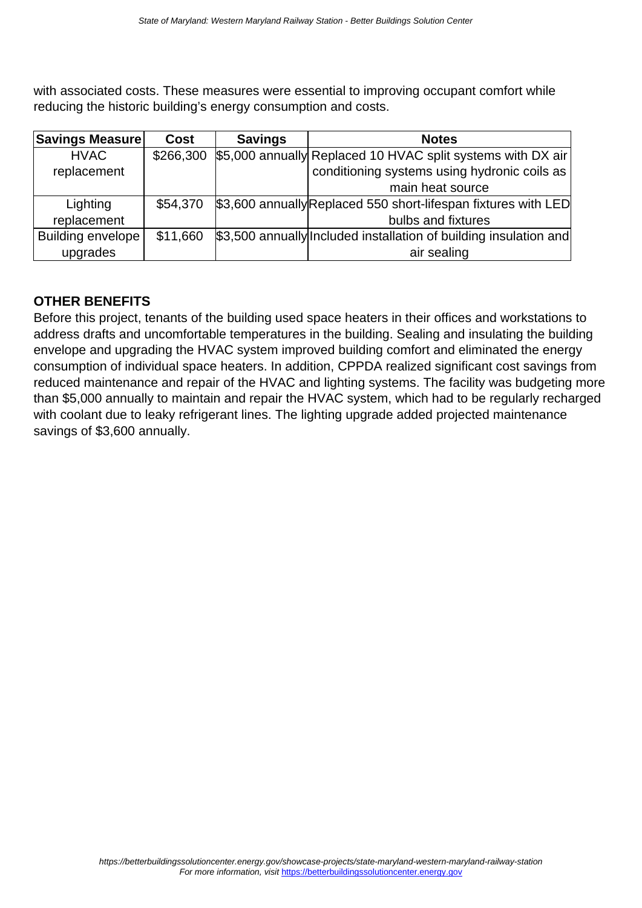with associated costs. These measures were essential to improving occupant comfort while reducing the historic building's energy consumption and costs.

| Savings Measure | Cost | Savings | Notes |
| --- | --- | --- | --- |
| HVAC replacement | $266,300 | $5,000 annually | Replaced 10 HVAC split systems with DX air conditioning systems using hydronic coils as main heat source |
| Lighting replacement | $54,370 | $3,600 annually | Replaced 550 short-lifespan fixtures with LED bulbs and fixtures |
| Building envelope upgrades | $11,660 | $3,500 annually | Included installation of building insulation and air sealing |

**OTHER BENEFITS**

Before this project, tenants of the building used space heaters in their offices and workstations to address drafts and uncomfortable temperatures in the building. Sealing and insulating the building envelope and upgrading the HVAC system improved building comfort and eliminated the energy consumption of individual space heaters. In addition, CPPDA realized significant cost savings from reduced maintenance and repair of the HVAC and lighting systems. The facility was budgeting more than $5,000 annually to maintain and repair the HVAC system, which had to be regularly recharged with coolant due to leaky refrigerant lines. The lighting upgrade added projected maintenance savings of $3,600 annually.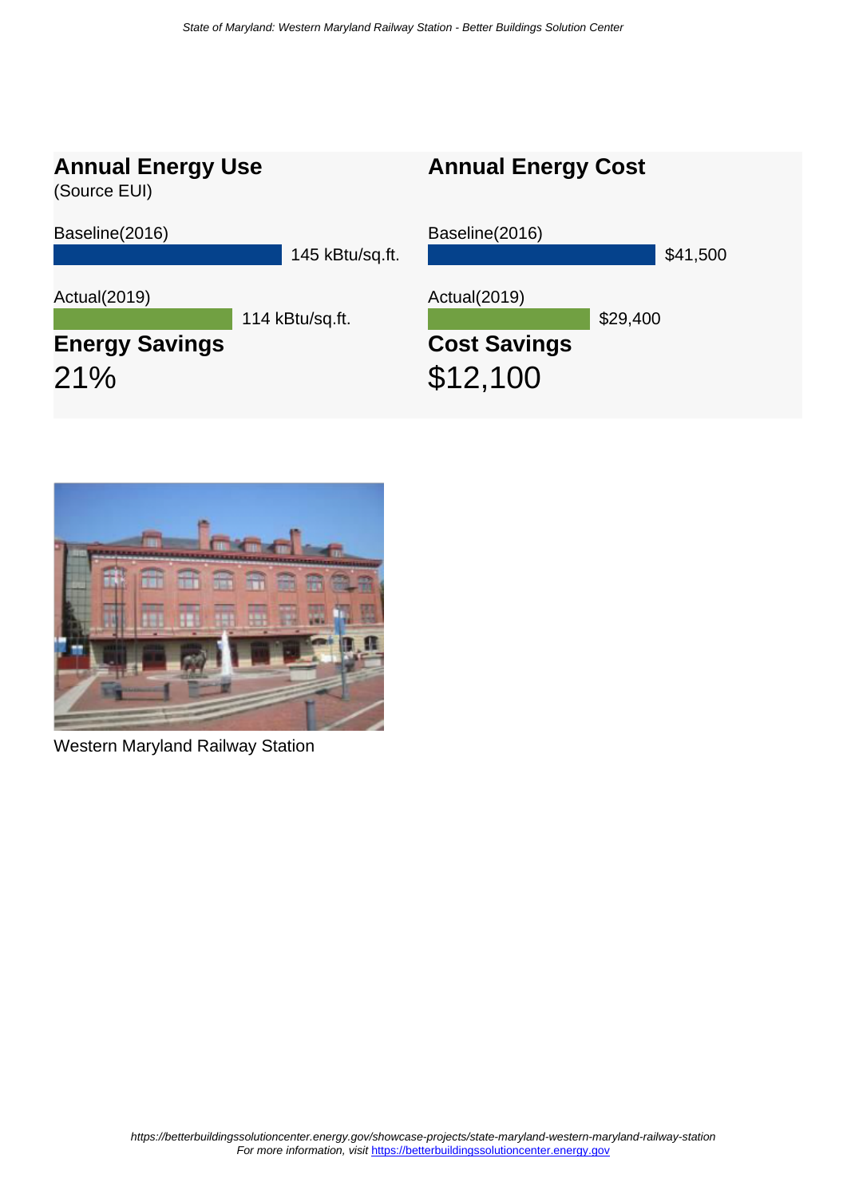## Annual Energy Use

(Source EUI)

Baseline(2016)

145 kBtu/sq.ft.

Actual(2019)

114 kBtu/sq.ft.

**Energy Savings**

21%

## Annual Energy Cost

Baseline(2016)

$41,500

Actual(2019)

$29,400

**Cost Savings**

$12,100

Western Maryland Railway Station